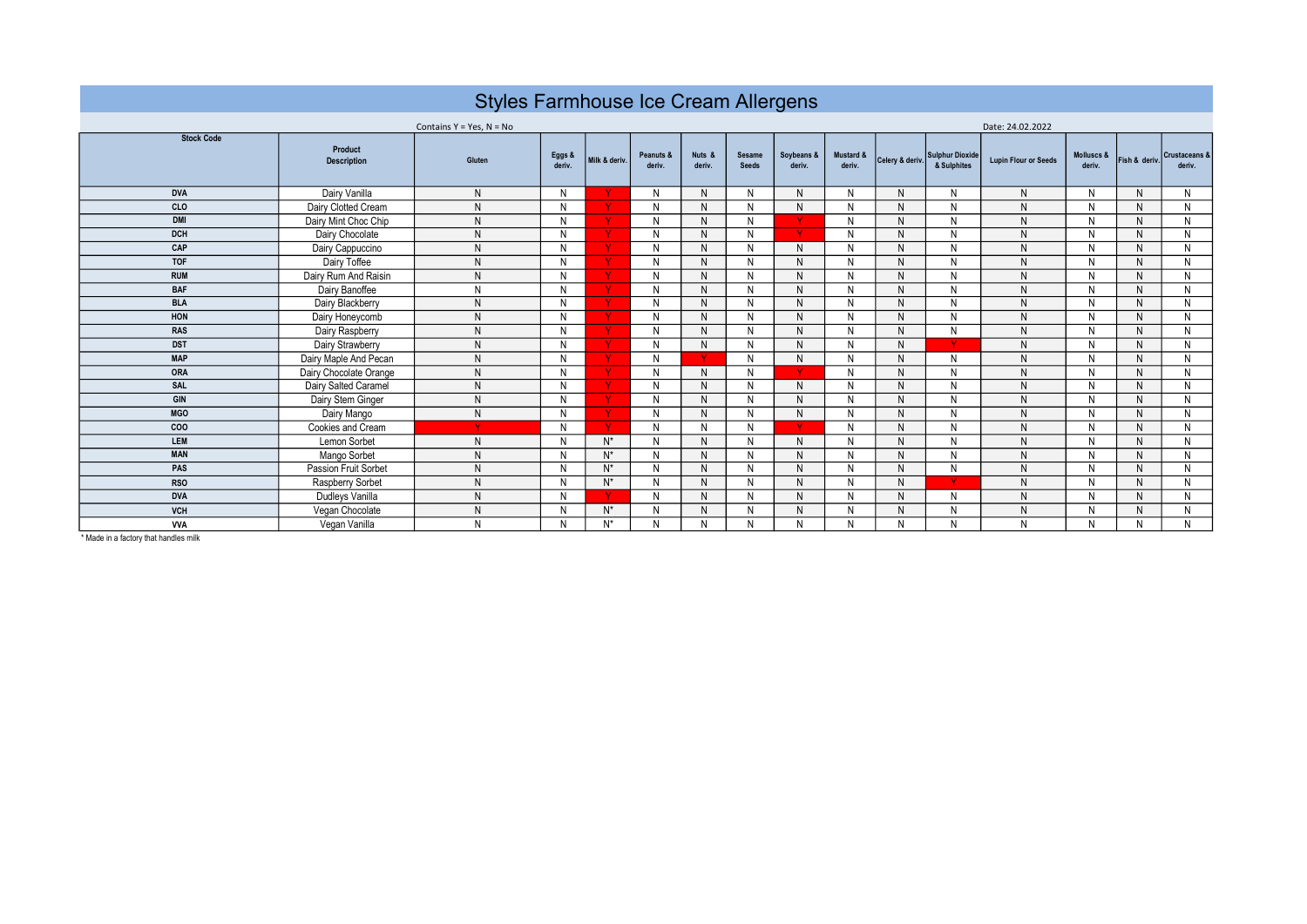# Styles Farmhouse Ice Cream Allergens

Contains Y = Yes, N = No

Date: 24.02.2022

| Stock Code | Product Description | Gluten | Eggs & deriv. | Milk & deriv. | Peanuts & deriv. | Nuts & deriv. | Sesame Seeds | Soybeans & deriv. | Mustard & deriv. | Celery & deriv. | Sulphur Dioxide & Sulphites | Lupin Flour or Seeds | Molluscs & deriv. | Fish & deriv. | Crustaceans & deriv. |
|---|---|---|---|---|---|---|---|---|---|---|---|---|---|---|---|
| DVA | Dairy Vanilla | N | N | Y | N | N | N | N | N | N | N | N | N | N | N |
| CLO | Dairy Clotted Cream | N | N | Y | N | N | N | N | N | N | N | N | N | N | N |
| DMI | Dairy Mint Choc Chip | N | N | Y | N | N | N | Y | N | N | N | N | N | N | N |
| DCH | Dairy Chocolate | N | N | Y | N | N | N | Y | N | N | N | N | N | N | N |
| CAP | Dairy Cappuccino | N | N | Y | N | N | N | N | N | N | N | N | N | N | N |
| TOF | Dairy Toffee | N | N | Y | N | N | N | N | N | N | N | N | N | N | N |
| RUM | Dairy Rum And Raisin | N | N | Y | N | N | N | N | N | N | N | N | N | N | N |
| BAF | Dairy Banoffee | N | N | Y | N | N | N | N | N | N | N | N | N | N | N |
| BLA | Dairy Blackberry | N | N | Y | N | N | N | N | N | N | N | N | N | N | N |
| HON | Dairy Honeycomb | N | N | Y | N | N | N | N | N | N | N | N | N | N | N |
| RAS | Dairy Raspberry | N | N | Y | N | N | N | N | N | N | N | N | N | N | N |
| DST | Dairy Strawberry | N | N | Y | N | N | N | N | N | N | Y | N | N | N | N |
| MAP | Dairy Maple And Pecan | N | N | Y | N | Y | N | N | N | N | N | N | N | N | N |
| ORA | Dairy Chocolate Orange | N | N | Y | N | N | N | Y | N | N | N | N | N | N | N |
| SAL | Dairy Salted Caramel | N | N | Y | N | N | N | N | N | N | N | N | N | N | N |
| GIN | Dairy Stem Ginger | N | N | Y | N | N | N | N | N | N | N | N | N | N | N |
| MGO | Dairy Mango | N | N | Y | N | N | N | N | N | N | N | N | N | N | N |
| COO | Cookies and Cream | Y | N | Y | N | N | N | Y | N | N | N | N | N | N | N |
| LEM | Lemon Sorbet | N | N | N* | N | N | N | N | N | N | N | N | N | N | N |
| MAN | Mango Sorbet | N | N | N* | N | N | N | N | N | N | N | N | N | N | N |
| PAS | Passion Fruit Sorbet | N | N | N* | N | N | N | N | N | N | N | N | N | N | N |
| RSO | Raspberry Sorbet | N | N | N* | N | N | N | N | N | N | Y | N | N | N | N |
| DVA | Dudleys Vanilla | N | N | Y | N | N | N | N | N | N | N | N | N | N | N |
| VCH | Vegan Chocolate | N | N | N* | N | N | N | N | N | N | N | N | N | N | N |
| VVA | Vegan Vanilla | N | N | N* | N | N | N | N | N | N | N | N | N | N | N |

* Made in a factory that handles milk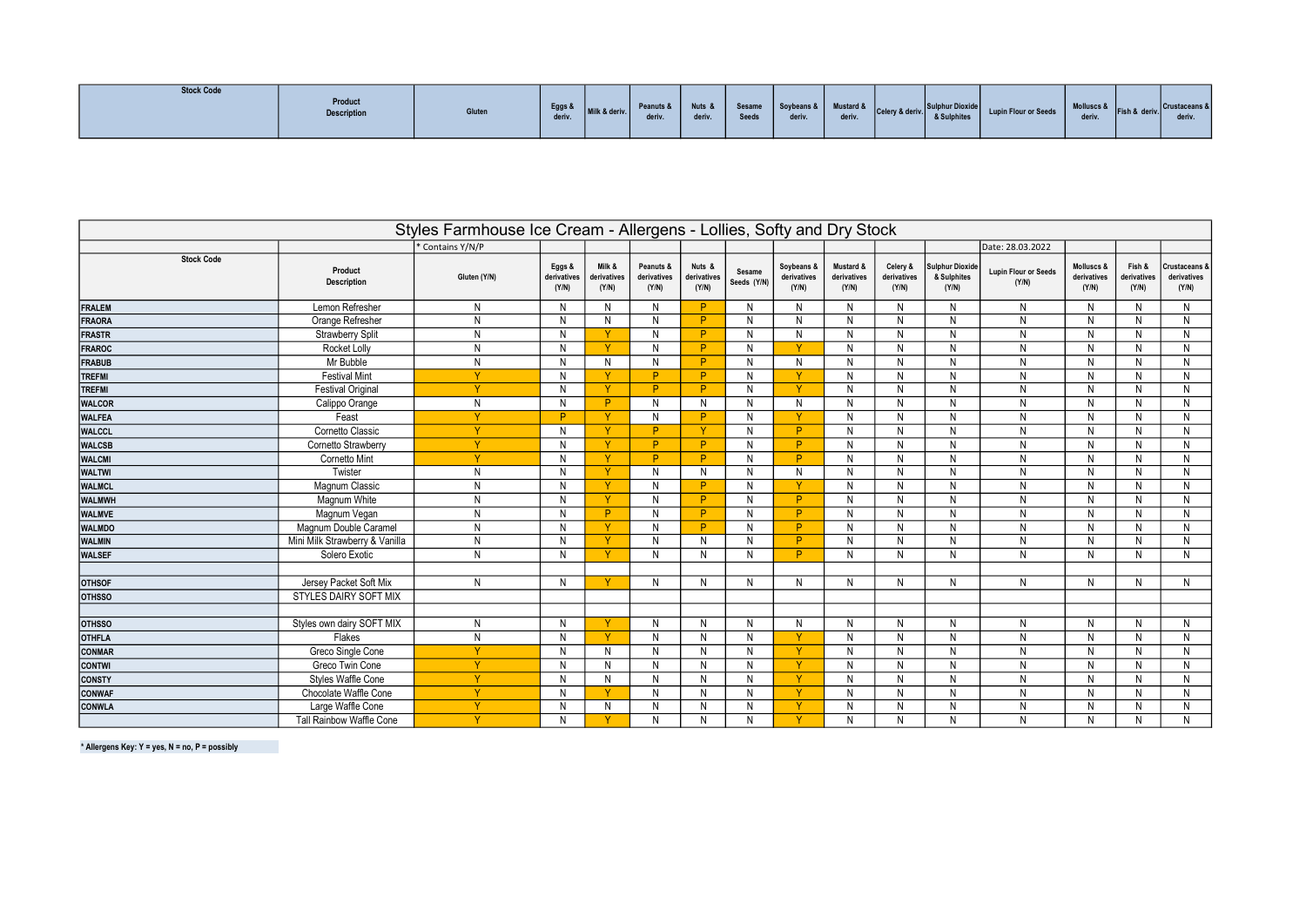| Stock Code | Product Description | Gluten | Eggs & deriv. | Milk & deriv. | Peanuts & deriv. | Nuts & deriv. | Sesame Seeds | Soybeans & deriv. | Mustard & deriv. | Celery & deriv. | Sulphur Dioxide & Sulphites | Lupin Flour or Seeds | Molluscs & deriv. | Fish & deriv. | Crustaceans & deriv. |
|---|---|---|---|---|---|---|---|---|---|---|---|---|---|---|---|

# Styles Farmhouse Ice Cream - Allergens - Lollies, Softy and Dry Stock

| | | * Contains Y/N/P | | | | | | | | | Date: 28.03.2022 | | | | |
|---|---|---|---|---|---|---|---|---|---|---|---|---|---|---|---|
| **Stock Code** | **Product Description** | **Gluten (Y/N)** | **Eggs & derivatives (Y/N)** | **Milk & derivatives (Y/N)** | **Peanuts & derivatives (Y/N)** | **Nuts & derivatives (Y/N)** | **Sesame Seeds (Y/N)** | **Soybeans & derivatives (Y/N)** | **Mustard & derivatives (Y/N)** | **Celery & derivatives (Y/N)** | **Sulphur Dioxide & Sulphites (Y/N)** | **Lupin Flour or Seeds (Y/N)** | **Molluscs & derivatives (Y/N)** | **Fish & derivatives (Y/N)** | **Crustaceans & derivatives (Y/N)** |
| FRALEM | Lemon Refresher | N | N | N | N | P | N | N | N | N | N | N | N | N | N |
| FRAORA | Orange Refresher | N | N | N | N | P | N | N | N | N | N | N | N | N | N |
| FRASTR | Strawberry Split | N | N | Y | N | P | N | N | N | N | N | N | N | N | N |
| FRAROC | Rocket Lolly | N | N | Y | N | P | N | Y | N | N | N | N | N | N | N |
| FRABUB | Mr Bubble | N | N | N | N | P | N | N | N | N | N | N | N | N | N |
| TREFMI | Festival Mint | Y | N | Y | P | P | N | Y | N | N | N | N | N | N | N |
| TREFMI | Festival Original | Y | N | Y | P | P | N | Y | N | N | N | N | N | N | N |
| WALCOR | Calippo Orange | N | N | P | N | N | N | N | N | N | N | N | N | N | N |
| WALFEA | Feast | Y | P | Y | N | P | N | Y | N | N | N | N | N | N | N |
| WALCCL | Cornetto Classic | Y | N | Y | P | Y | N | P | N | N | N | N | N | N | N |
| WALCSB | Cornetto Strawberry | Y | N | Y | P | P | N | P | N | N | N | N | N | N | N |
| WALCMI | Cornetto Mint | Y | N | Y | P | P | N | P | N | N | N | N | N | N | N |
| WALTWI | Twister | N | N | Y | N | N | N | N | N | N | N | N | N | N | N |
| WALMCL | Magnum Classic | N | N | Y | N | P | N | Y | N | N | N | N | N | N | N |
| WALMWH | Magnum White | N | N | Y | N | P | N | P | N | N | N | N | N | N | N |
| WALMVE | Magnum Vegan | N | N | P | N | P | N | P | N | N | N | N | N | N | N |
| WALMDO | Magnum Double Caramel | N | N | Y | N | P | N | P | N | N | N | N | N | N | N |
| WALMIN | Mini Milk Strawberry & Vanilla | N | N | Y | N | N | N | P | N | N | N | N | N | N | N |
| WALSEF | Solero Exotic | N | N | Y | N | N | N | P | N | N | N | N | N | N | N |
| | | | | | | | | | | | | | | | |
| OTHSOF | Jersey Packet Soft Mix | N | N | Y | N | N | N | N | N | N | N | N | N | N | N |
| OTHSSO | STYLES DAIRY SOFT MIX | | | | | | | | | | | | | | |
| | | | | | | | | | | | | | | | |
| OTHSSO | Styles own dairy SOFT MIX | N | N | Y | N | N | N | N | N | N | N | N | N | N | N |
| OTHFLA | Flakes | N | N | Y | N | N | N | Y | N | N | N | N | N | N | N |
| CONMAR | Greco Single Cone | Y | N | N | N | N | N | Y | N | N | N | N | N | N | N |
| CONTWI | Greco Twin Cone | Y | N | N | N | N | N | Y | N | N | N | N | N | N | N |
| CONSTY | Styles Waffle Cone | Y | N | N | N | N | N | Y | N | N | N | N | N | N | N |
| CONWAF | Chocolate Waffle Cone | Y | N | Y | N | N | N | Y | N | N | N | N | N | N | N |
| CONWLA | Large Waffle Cone | Y | N | N | N | N | N | Y | N | N | N | N | N | N | N |
| | Tall Rainbow Waffle Cone | Y | N | Y | N | N | N | Y | N | N | N | N | N | N | N |

**\* Allergens Key: Y = yes, N = no, P = possibly**